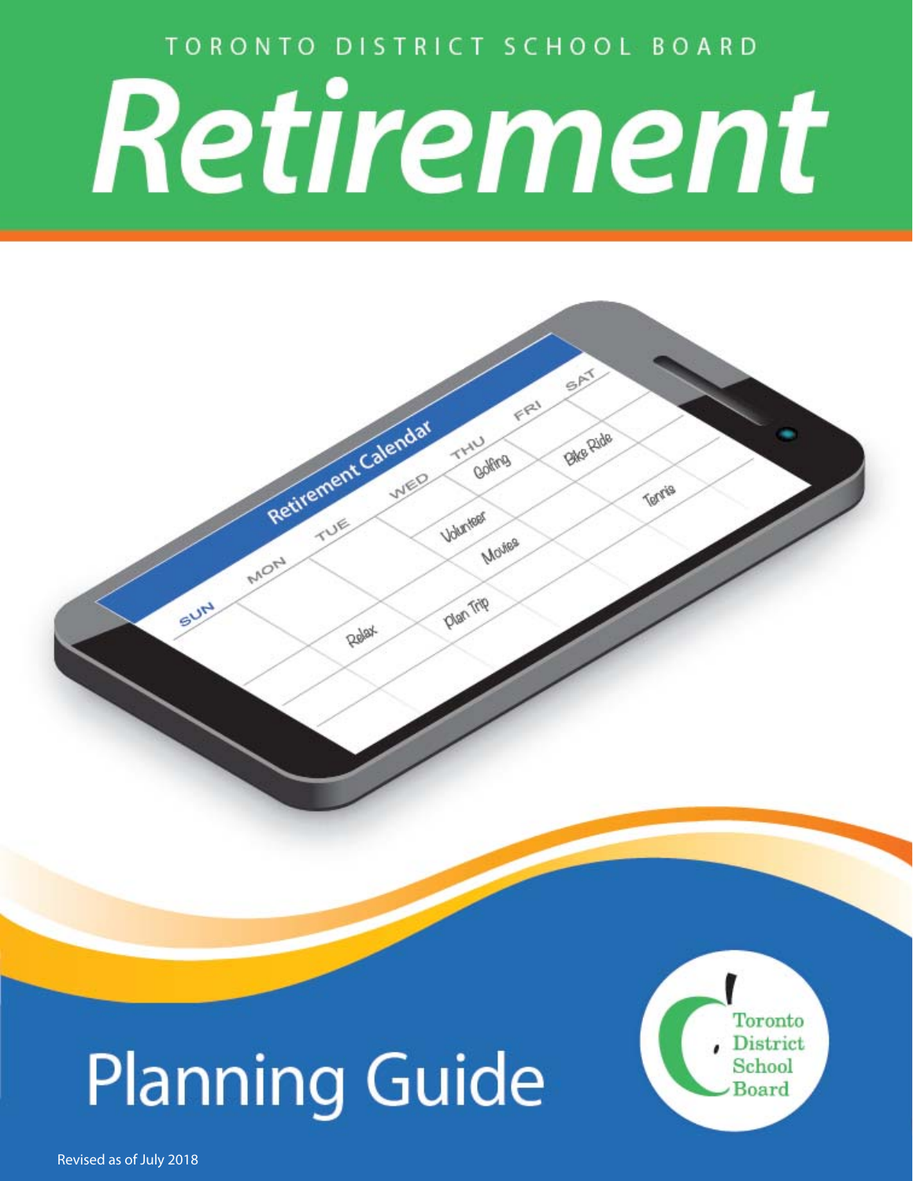TORONTO DISTRICT SCHOOL BOARD

# Retirement

## Planning Guide

Toronto District School Board

Revised as of July 2018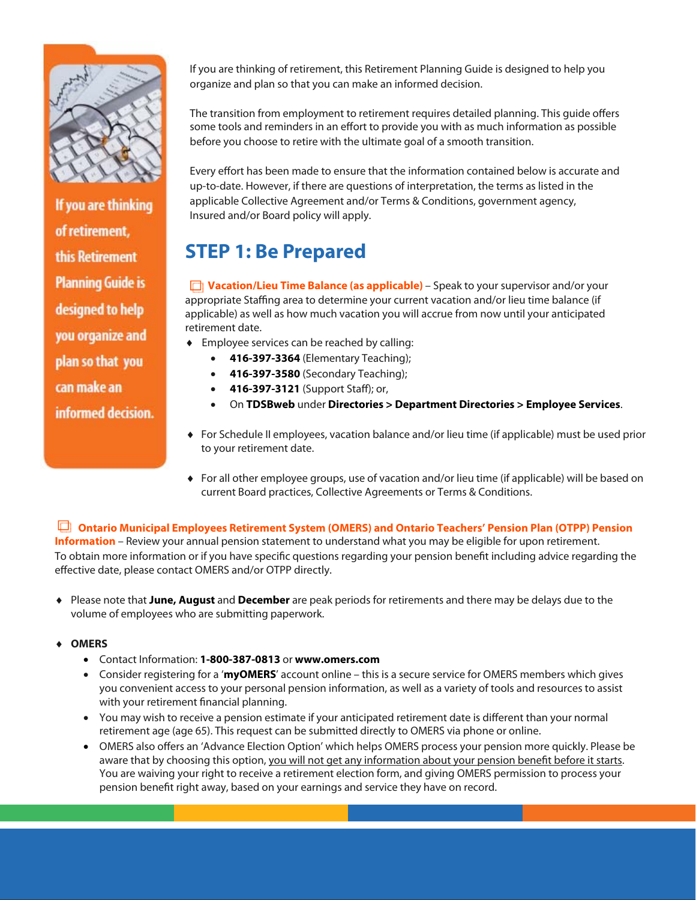If you are thinking of retirement, this Retirement Planning Guide is designed to help you organize and plan so that you can make an informed decision.

If you are thinking of retirement, this Retirement Planning Guide is designed to help you organize and plan so that you can make an informed decision.

The transition from employment to retirement requires detailed planning. This guide offers some tools and reminders in an effort to provide you with as much information as possible before you choose to retire with the ultimate goal of a smooth transition.

Every effort has been made to ensure that the information contained below is accurate and up-to-date. However, if there are questions of interpretation, the terms as listed in the applicable Collective Agreement and/or Terms & Conditions, government agency, Insured and/or Board policy will apply.

## STEP 1: Be Prepared

☐ **Vacation/Lieu Time Balance (as applicable)** – Speak to your supervisor and/or your appropriate Staffing area to determine your current vacation and/or lieu time balance (if applicable) as well as how much vacation you will accrue from now until your anticipated retirement date.

- Employee services can be reached by calling:
  - **416-397-3364** (Elementary Teaching);
  - **416-397-3580** (Secondary Teaching);
  - **416-397-3121** (Support Staff); or,
  - On **TDSBweb** under **Directories > Department Directories > Employee Services**.
- For Schedule II employees, vacation balance and/or lieu time (if applicable) must be used prior to your retirement date.
- For all other employee groups, use of vacation and/or lieu time (if applicable) will be based on current Board practices, Collective Agreements or Terms & Conditions.

☐ **Ontario Municipal Employees Retirement System (OMERS) and Ontario Teachers' Pension Plan (OTPP) Pension Information** – Review your annual pension statement to understand what you may be eligible for upon retirement. To obtain more information or if you have specific questions regarding your pension benefit including advice regarding the effective date, please contact OMERS and/or OTPP directly.

- Please note that **June, August** and **December** are peak periods for retirements and there may be delays due to the volume of employees who are submitting paperwork.
- **OMERS**
  - Contact Information: **1-800-387-0813** or **www.omers.com**
  - Consider registering for a '**myOMERS**' account online – this is a secure service for OMERS members which gives you convenient access to your personal pension information, as well as a variety of tools and resources to assist with your retirement financial planning.
  - You may wish to receive a pension estimate if your anticipated retirement date is different than your normal retirement age (age 65). This request can be submitted directly to OMERS via phone or online.
  - OMERS also offers an 'Advance Election Option' which helps OMERS process your pension more quickly. Please be aware that by choosing this option, <u>you will not get any information about your pension benefit before it starts</u>. You are waiving your right to receive a retirement election form, and giving OMERS permission to process your pension benefit right away, based on your earnings and service they have on record.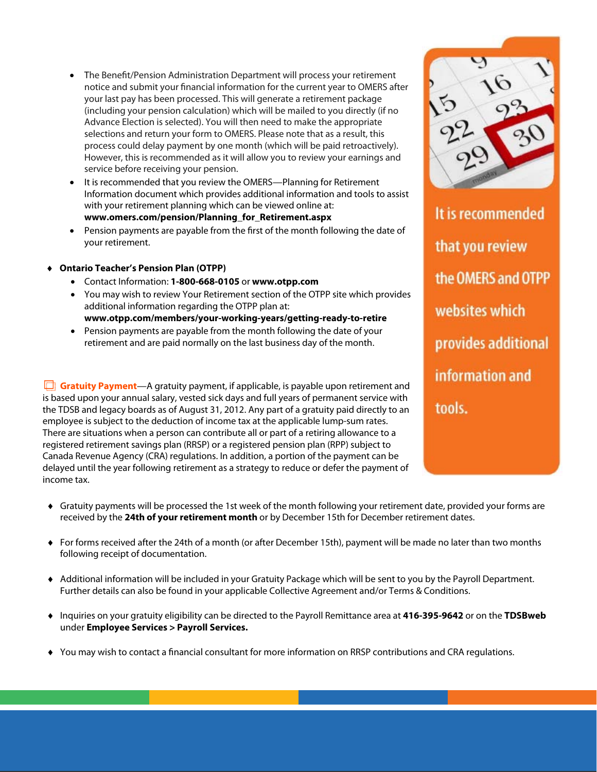- The Benefit/Pension Administration Department will process your retirement notice and submit your financial information for the current year to OMERS after your last pay has been processed. This will generate a retirement package (including your pension calculation) which will be mailed to you directly (if no Advance Election is selected). You will then need to make the appropriate selections and return your form to OMERS. Please note that as a result, this process could delay payment by one month (which will be paid retroactively). However, this is recommended as it will allow you to review your earnings and service before receiving your pension.
- It is recommended that you review the OMERS—Planning for Retirement Information document which provides additional information and tools to assist with your retirement planning which can be viewed online at: **www.omers.com/pension/Planning_for_Retirement.aspx**
- Pension payments are payable from the first of the month following the date of your retirement.

♦ **Ontario Teacher's Pension Plan (OTPP)**

- Contact Information: **1-800-668-0105** or **www.otpp.com**
- You may wish to review Your Retirement section of the OTPP site which provides additional information regarding the OTPP plan at: **www.otpp.com/members/your-working-years/getting-ready-to-retire**
- Pension payments are payable from the month following the date of your retirement and are paid normally on the last business day of the month.

It is recommended that you review the OMERS and OTPP websites which provides additional information and tools.

**Gratuity Payment**—A gratuity payment, if applicable, is payable upon retirement and is based upon your annual salary, vested sick days and full years of permanent service with the TDSB and legacy boards as of August 31, 2012. Any part of a gratuity paid directly to an employee is subject to the deduction of income tax at the applicable lump-sum rates. There are situations when a person can contribute all or part of a retiring allowance to a registered retirement savings plan (RRSP) or a registered pension plan (RPP) subject to Canada Revenue Agency (CRA) regulations. In addition, a portion of the payment can be delayed until the year following retirement as a strategy to reduce or defer the payment of income tax.

♦ Gratuity payments will be processed the 1st week of the month following your retirement date, provided your forms are received by the **24th of your retirement month** or by December 15th for December retirement dates.

♦ For forms received after the 24th of a month (or after December 15th), payment will be made no later than two months following receipt of documentation.

♦ Additional information will be included in your Gratuity Package which will be sent to you by the Payroll Department. Further details can also be found in your applicable Collective Agreement and/or Terms & Conditions.

♦ Inquiries on your gratuity eligibility can be directed to the Payroll Remittance area at **416-395-9642** or on the **TDSBweb** under **Employee Services > Payroll Services.**

♦ You may wish to contact a financial consultant for more information on RRSP contributions and CRA regulations.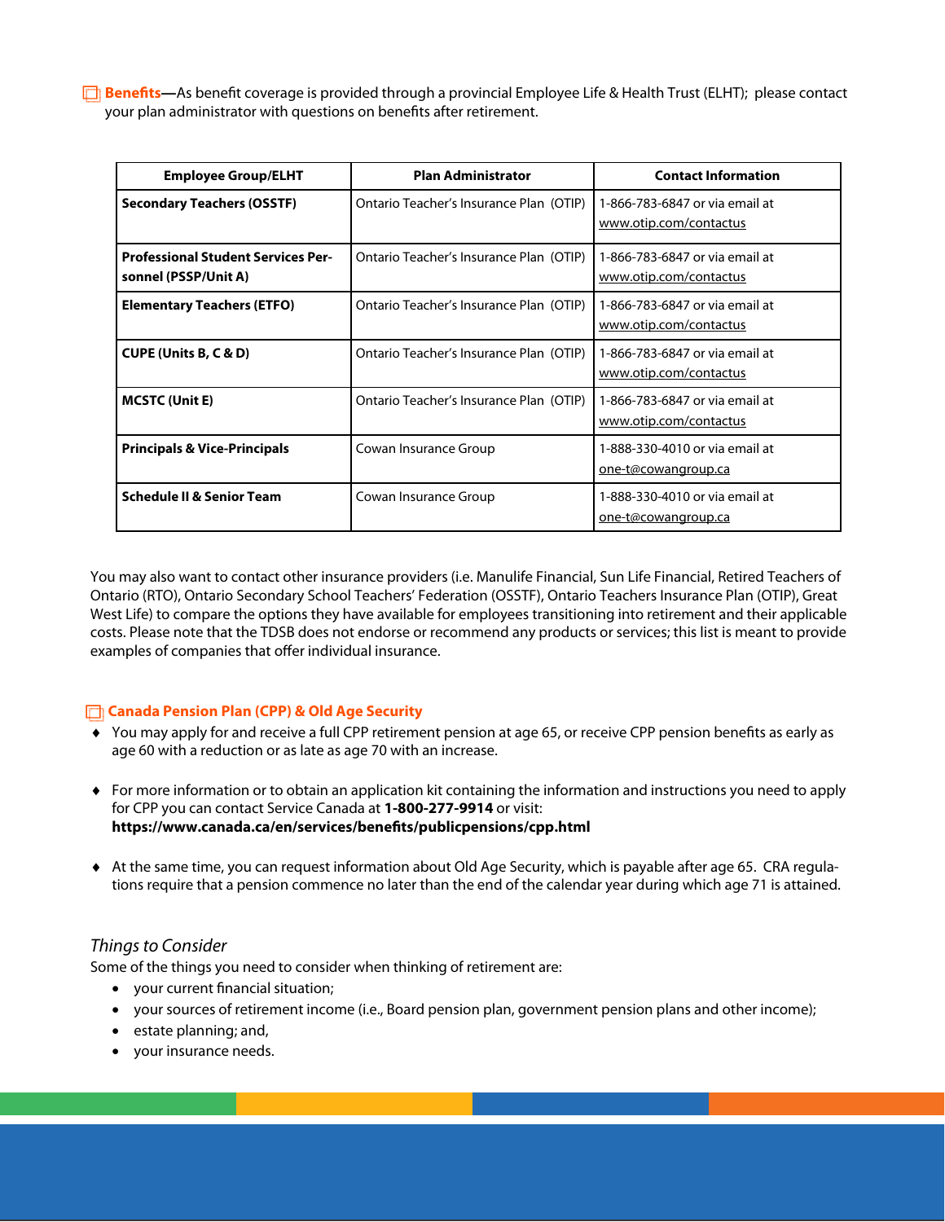**Benefits**—As benefit coverage is provided through a provincial Employee Life & Health Trust (ELHT); please contact your plan administrator with questions on benefits after retirement.

| Employee Group/ELHT | Plan Administrator | Contact Information |
|---|---|---|
| **Secondary Teachers (OSSTF)** | Ontario Teacher's Insurance Plan (OTIP) | 1-866-783-6847 or via email at www.otip.com/contactus |
| **Professional Student Services Personnel (PSSP/Unit A)** | Ontario Teacher's Insurance Plan (OTIP) | 1-866-783-6847 or via email at www.otip.com/contactus |
| **Elementary Teachers (ETFO)** | Ontario Teacher's Insurance Plan (OTIP) | 1-866-783-6847 or via email at www.otip.com/contactus |
| **CUPE (Units B, C & D)** | Ontario Teacher's Insurance Plan (OTIP) | 1-866-783-6847 or via email at www.otip.com/contactus |
| **MCSTC (Unit E)** | Ontario Teacher's Insurance Plan (OTIP) | 1-866-783-6847 or via email at www.otip.com/contactus |
| **Principals & Vice-Principals** | Cowan Insurance Group | 1-888-330-4010 or via email at one-t@cowangroup.ca |
| **Schedule II & Senior Team** | Cowan Insurance Group | 1-888-330-4010 or via email at one-t@cowangroup.ca |

You may also want to contact other insurance providers (i.e. Manulife Financial, Sun Life Financial, Retired Teachers of Ontario (RTO), Ontario Secondary School Teachers' Federation (OSSTF), Ontario Teachers Insurance Plan (OTIP), Great West Life) to compare the options they have available for employees transitioning into retirement and their applicable costs. Please note that the TDSB does not endorse or recommend any products or services; this list is meant to provide examples of companies that offer individual insurance.

## Canada Pension Plan (CPP) & Old Age Security

- You may apply for and receive a full CPP retirement pension at age 65, or receive CPP pension benefits as early as age 60 with a reduction or as late as age 70 with an increase.
- For more information or to obtain an application kit containing the information and instructions you need to apply for CPP you can contact Service Canada at **1-800-277-9914** or visit: **https://www.canada.ca/en/services/benefits/publicpensions/cpp.html**
- At the same time, you can request information about Old Age Security, which is payable after age 65. CRA regulations require that a pension commence no later than the end of the calendar year during which age 71 is attained.

### *Things to Consider*

Some of the things you need to consider when thinking of retirement are:

- your current financial situation;
- your sources of retirement income (i.e., Board pension plan, government pension plans and other income);
- estate planning; and,
- your insurance needs.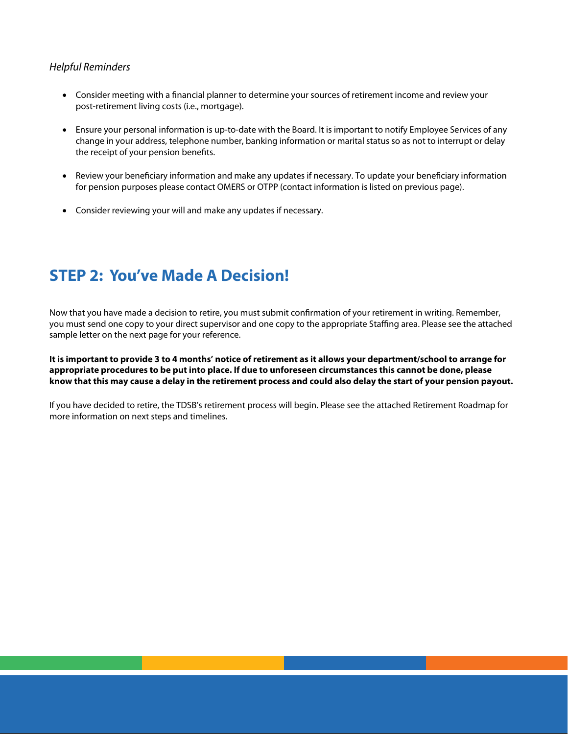*Helpful Reminders*

- Consider meeting with a financial planner to determine your sources of retirement income and review your post-retirement living costs (i.e., mortgage).
- Ensure your personal information is up-to-date with the Board. It is important to notify Employee Services of any change in your address, telephone number, banking information or marital status so as not to interrupt or delay the receipt of your pension benefits.
- Review your beneficiary information and make any updates if necessary. To update your beneficiary information for pension purposes please contact OMERS or OTPP (contact information is listed on previous page).
- Consider reviewing your will and make any updates if necessary.

## STEP 2: You've Made A Decision!

Now that you have made a decision to retire, you must submit confirmation of your retirement in writing. Remember, you must send one copy to your direct supervisor and one copy to the appropriate Staffing area. Please see the attached sample letter on the next page for your reference.

**It is important to provide 3 to 4 months' notice of retirement as it allows your department/school to arrange for appropriate procedures to be put into place. If due to unforeseen circumstances this cannot be done, please know that this may cause a delay in the retirement process and could also delay the start of your pension payout.**

If you have decided to retire, the TDSB's retirement process will begin. Please see the attached Retirement Roadmap for more information on next steps and timelines.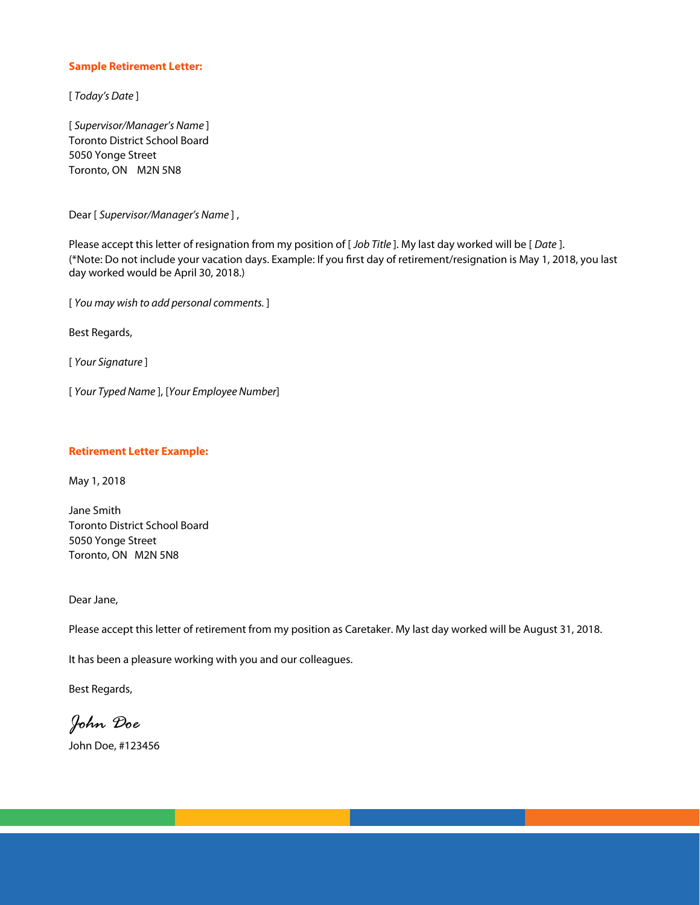**Sample Retirement Letter:**

[ *Today's Date* ]

[ *Supervisor/Manager's Name* ]
Toronto District School Board
5050 Yonge Street
Toronto, ON M2N 5N8

Dear [ *Supervisor/Manager's Name* ] ,

Please accept this letter of resignation from my position of [ *Job Title* ]. My last day worked will be [ *Date* ].
(*Note: Do not include your vacation days. Example: If you first day of retirement/resignation is May 1, 2018, you last day worked would be April 30, 2018.)

[ *You may wish to add personal comments.* ]

Best Regards,

[ *Your Signature* ]

[ *Your Typed Name* ], [*Your Employee Number*]

**Retirement Letter Example:**

May 1, 2018

Jane Smith
Toronto District School Board
5050 Yonge Street
Toronto, ON M2N 5N8

Dear Jane,

Please accept this letter of retirement from my position as Caretaker. My last day worked will be August 31, 2018.

It has been a pleasure working with you and our colleagues.

Best Regards,

*John Doe*

John Doe, #123456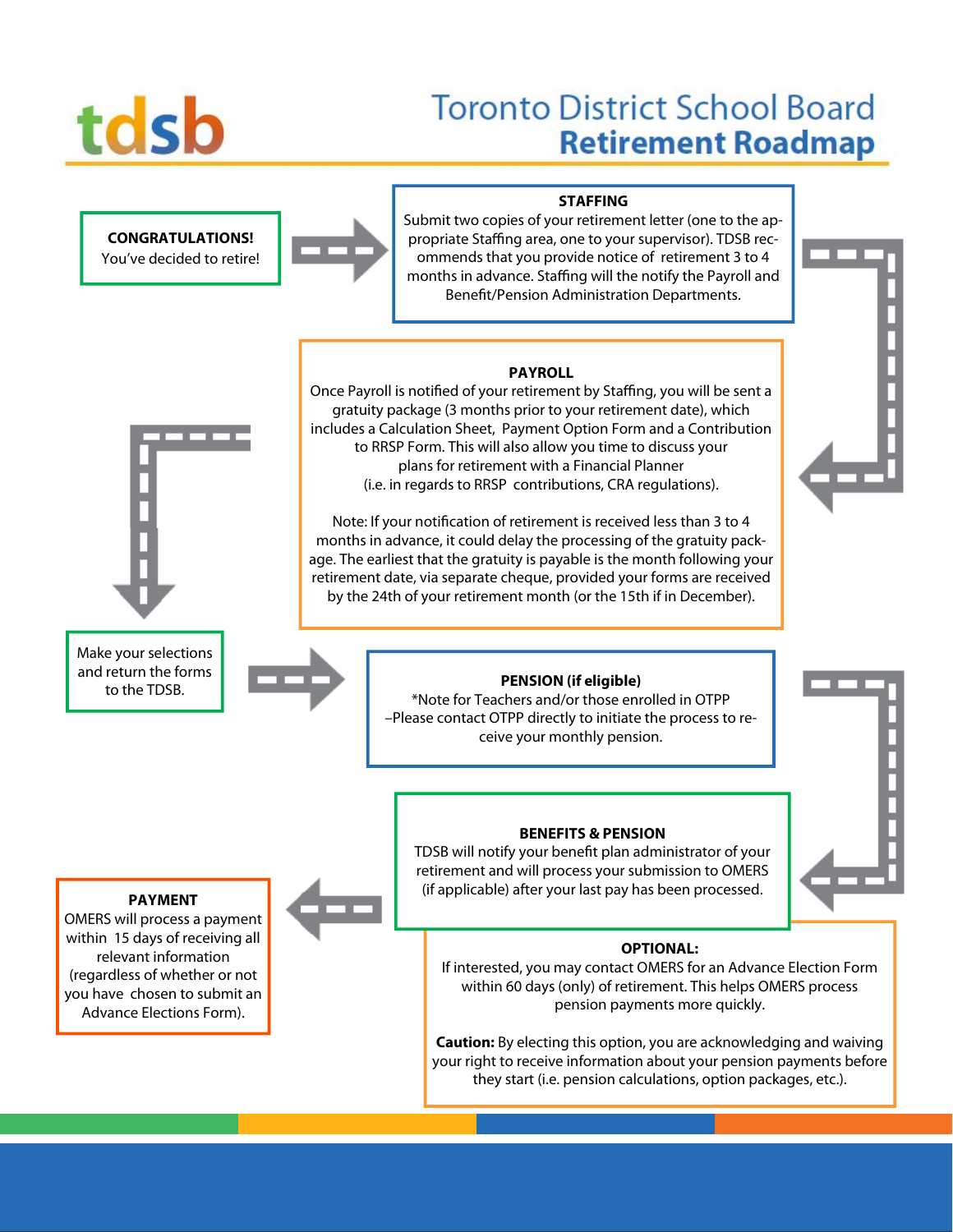# Toronto District School Board
## Retirement Roadmap

**CONGRATULATIONS!**
You've decided to retire!

**STAFFING**
Submit two copies of your retirement letter (one to the appropriate Staffing area, one to your supervisor). TDSB recommends that you provide notice of retirement 3 to 4 months in advance. Staffing will the notify the Payroll and Benefit/Pension Administration Departments.

**PAYROLL**
Once Payroll is notified of your retirement by Staffing, you will be sent a gratuity package (3 months prior to your retirement date), which includes a Calculation Sheet, Payment Option Form and a Contribution to RRSP Form. This will also allow you time to discuss your plans for retirement with a Financial Planner (i.e. in regards to RRSP contributions, CRA regulations).

Note: If your notification of retirement is received less than 3 to 4 months in advance, it could delay the processing of the gratuity package. The earliest that the gratuity is payable is the month following your retirement date, via separate cheque, provided your forms are received by the 24th of your retirement month (or the 15th if in December).

Make your selections and return the forms to the TDSB.

**PENSION (if eligible)**
*Note for Teachers and/or those enrolled in OTPP –Please contact OTPP directly to initiate the process to receive your monthly pension.

**BENEFITS & PENSION**
TDSB will notify your benefit plan administrator of your retirement and will process your submission to OMERS (if applicable) after your last pay has been processed.

**OPTIONAL:**
If interested, you may contact OMERS for an Advance Election Form within 60 days (only) of retirement. This helps OMERS process pension payments more quickly.

**Caution:** By electing this option, you are acknowledging and waiving your right to receive information about your pension payments before they start (i.e. pension calculations, option packages, etc.).

**PAYMENT**
OMERS will process a payment within 15 days of receiving all relevant information (regardless of whether or not you have chosen to submit an Advance Elections Form).